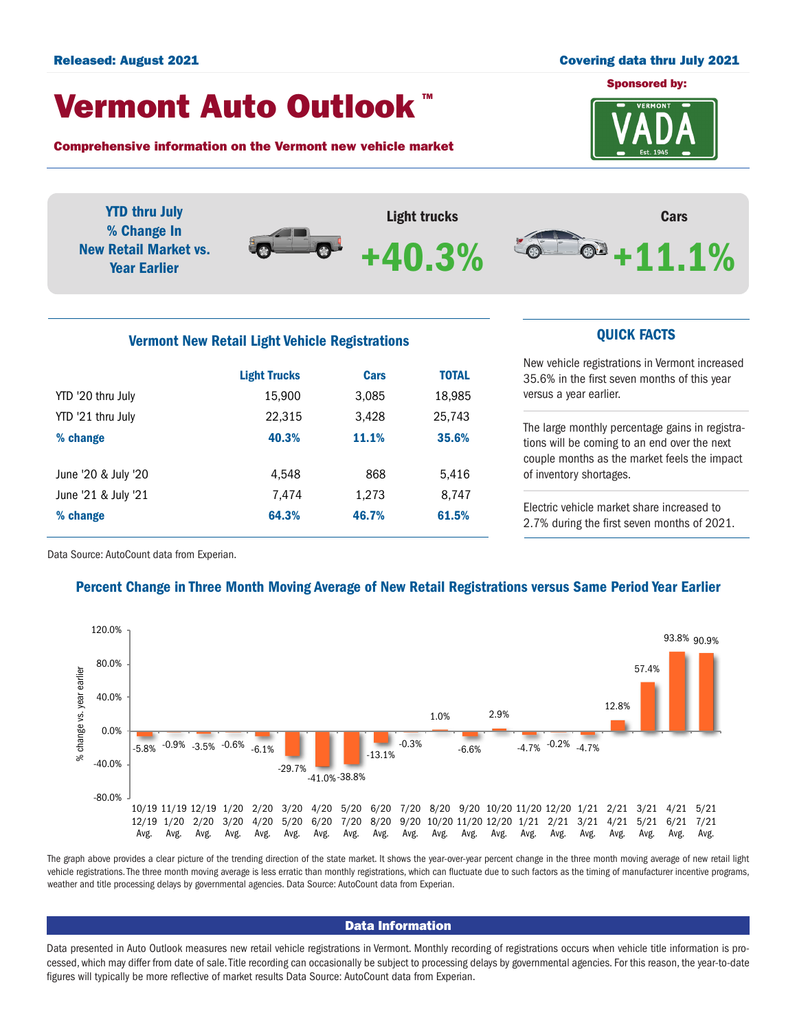Released: August 2021

Covering data thru July 2021

# Vermont Auto Outlook™

Sponsored by: VADA

**Comprehensive information on the Vermont new vehicle market**

**YTD thru July % Change In New Retail Market vs. Year Earlier**

**Light trucks +40.3%**

**Cars +11.1%**

## Vermont New Retail Light Vehicle Registrations

| | Light Trucks | Cars | TOTAL |
|---|---|---|---|
| YTD '20 thru July | 15,900 | 3,085 | 18,985 |
| YTD '21 thru July | 22,315 | 3,428 | 25,743 |
| **% change** | **40.3%** | **11.1%** | **35.6%** |
| June '20 & July '20 | 4,548 | 868 | 5,416 |
| June '21 & July '21 | 7,474 | 1,273 | 8,747 |
| **% change** | **64.3%** | **46.7%** | **61.5%** |

Data Source: AutoCount data from Experian.

## QUICK FACTS

New vehicle registrations in Vermont increased 35.6% in the first seven months of this year versus a year earlier.

The large monthly percentage gains in registrations will be coming to an end over the next couple months as the market feels the impact of inventory shortages.

Electric vehicle market share increased to 2.7% during the first seven months of 2021.

## Percent Change in Three Month Moving Average of New Retail Registrations versus Same Period Year Earlier

| Period | % change vs. year earlier |
|---|---|
| 10/19 12/19 Avg. | -5.8% |
| 11/19 1/20 Avg. | -0.9% |
| 12/19 2/20 Avg. | -3.5% |
| 1/20 3/20 Avg. | -0.6% |
| 2/20 4/20 Avg. | -6.1% |
| 3/20 5/20 Avg. | -29.7% |
| 4/20 6/20 Avg. | -41.0% |
| 5/20 7/20 Avg. | -38.8% |
| 6/20 8/20 Avg. | -13.1% |
| 7/20 9/20 Avg. | -0.3% |
| 8/20 10/20 Avg. | 1.0% |
| 9/20 11/20 Avg. | -6.6% |
| 10/20 12/20 Avg. | 2.9% |
| 11/20 1/21 Avg. | -4.7% |
| 12/20 2/21 Avg. | -0.2% |
| 1/21 3/21 Avg. | -4.7% |
| 2/21 4/21 Avg. | 12.8% |
| 3/21 5/21 Avg. | 57.4% |
| 4/21 6/21 Avg. | 93.8% |
| 5/21 7/21 Avg. | 90.9% |

The graph above provides a clear picture of the trending direction of the state market. It shows the year-over-year percent change in the three month moving average of new retail light vehicle registrations. The three month moving average is less erratic than monthly registrations, which can fluctuate due to such factors as the timing of manufacturer incentive programs, weather and title processing delays by governmental agencies. Data Source: AutoCount data from Experian.

## Data Information

Data presented in Auto Outlook measures new retail vehicle registrations in Vermont. Monthly recording of registrations occurs when vehicle title information is processed, which may differ from date of sale. Title recording can occasionally be subject to processing delays by governmental agencies. For this reason, the year-to-date figures will typically be more reflective of market results Data Source: AutoCount data from Experian.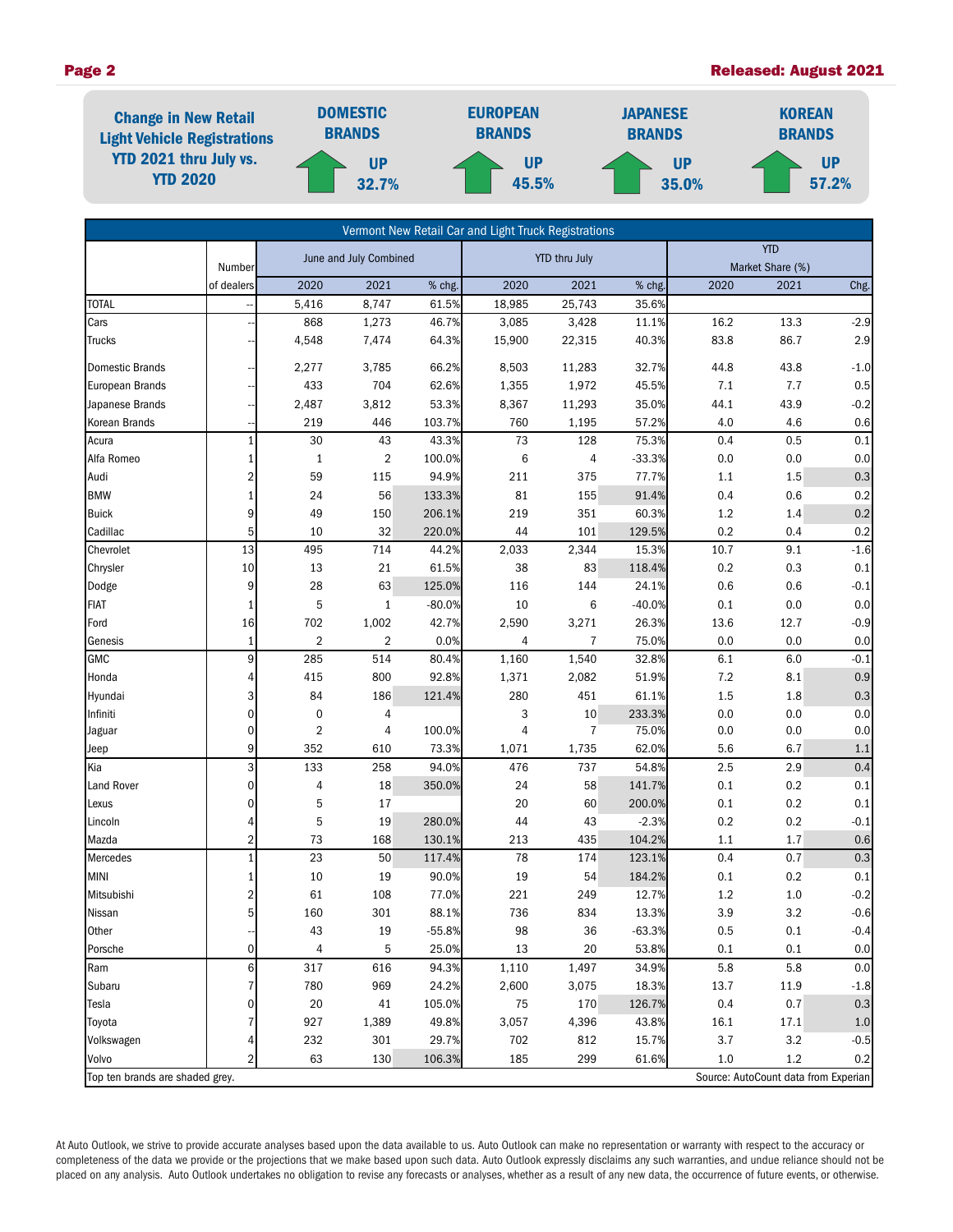## Change in New Retail Light Vehicle Registrations YTD 2021 thru July vs. YTD 2020

| DOMESTIC BRANDS | EUROPEAN BRANDS | JAPANESE BRANDS | KOREAN BRANDS |
|---|---|---|---|
| UP 32.7% | UP 45.5% | UP 35.0% | UP 57.2% |

| Vermont New Retail Car and Light Truck Registrations | | | | | | | | | | |
|---|---|---|---|---|---|---|---|---|---|---|
| | Number | June and July Combined | | | YTD thru July | | | YTD Market Share (%) | | |
| | of dealers | 2020 | 2021 | % chg. | 2020 | 2021 | % chg. | 2020 | 2021 | Chg. |
| TOTAL | -- | 5,416 | 8,747 | 61.5% | 18,985 | 25,743 | 35.6% | | | |
| Cars | -- | 868 | 1,273 | 46.7% | 3,085 | 3,428 | 11.1% | 16.2 | 13.3 | -2.9 |
| Trucks | -- | 4,548 | 7,474 | 64.3% | 15,900 | 22,315 | 40.3% | 83.8 | 86.7 | 2.9 |
| Domestic Brands | -- | 2,277 | 3,785 | 66.2% | 8,503 | 11,283 | 32.7% | 44.8 | 43.8 | -1.0 |
| European Brands | -- | 433 | 704 | 62.6% | 1,355 | 1,972 | 45.5% | 7.1 | 7.7 | 0.5 |
| Japanese Brands | -- | 2,487 | 3,812 | 53.3% | 8,367 | 11,293 | 35.0% | 44.1 | 43.9 | -0.2 |
| Korean Brands | -- | 219 | 446 | 103.7% | 760 | 1,195 | 57.2% | 4.0 | 4.6 | 0.6 |
| Acura | 1 | 30 | 43 | 43.3% | 73 | 128 | 75.3% | 0.4 | 0.5 | 0.1 |
| Alfa Romeo | 1 | 1 | 2 | 100.0% | 6 | 4 | -33.3% | 0.0 | 0.0 | 0.0 |
| Audi | 2 | 59 | 115 | 94.9% | 211 | 375 | 77.7% | 1.1 | 1.5 | 0.3 |
| BMW | 1 | 24 | 56 | 133.3% | 81 | 155 | 91.4% | 0.4 | 0.6 | 0.2 |
| Buick | 9 | 49 | 150 | 206.1% | 219 | 351 | 60.3% | 1.2 | 1.4 | 0.2 |
| Cadillac | 5 | 10 | 32 | 220.0% | 44 | 101 | 129.5% | 0.2 | 0.4 | 0.2 |
| Chevrolet | 13 | 495 | 714 | 44.2% | 2,033 | 2,344 | 15.3% | 10.7 | 9.1 | -1.6 |
| Chrysler | 10 | 13 | 21 | 61.5% | 38 | 83 | 118.4% | 0.2 | 0.3 | 0.1 |
| Dodge | 9 | 28 | 63 | 125.0% | 116 | 144 | 24.1% | 0.6 | 0.6 | -0.1 |
| FIAT | 1 | 5 | 1 | -80.0% | 10 | 6 | -40.0% | 0.1 | 0.0 | 0.0 |
| Ford | 16 | 702 | 1,002 | 42.7% | 2,590 | 3,271 | 26.3% | 13.6 | 12.7 | -0.9 |
| Genesis | 1 | 2 | 2 | 0.0% | 4 | 7 | 75.0% | 0.0 | 0.0 | 0.0 |
| GMC | 9 | 285 | 514 | 80.4% | 1,160 | 1,540 | 32.8% | 6.1 | 6.0 | -0.1 |
| Honda | 4 | 415 | 800 | 92.8% | 1,371 | 2,082 | 51.9% | 7.2 | 8.1 | 0.9 |
| Hyundai | 3 | 84 | 186 | 121.4% | 280 | 451 | 61.1% | 1.5 | 1.8 | 0.3 |
| Infiniti | 0 | 0 | 4 | | 3 | 10 | 233.3% | 0.0 | 0.0 | 0.0 |
| Jaguar | 0 | 2 | 4 | 100.0% | 4 | 7 | 75.0% | 0.0 | 0.0 | 0.0 |
| Jeep | 9 | 352 | 610 | 73.3% | 1,071 | 1,735 | 62.0% | 5.6 | 6.7 | 1.1 |
| Kia | 3 | 133 | 258 | 94.0% | 476 | 737 | 54.8% | 2.5 | 2.9 | 0.4 |
| Land Rover | 0 | 4 | 18 | 350.0% | 24 | 58 | 141.7% | 0.1 | 0.2 | 0.1 |
| Lexus | 0 | 5 | 17 | | 20 | 60 | 200.0% | 0.1 | 0.2 | 0.1 |
| Lincoln | 4 | 5 | 19 | 280.0% | 44 | 43 | -2.3% | 0.2 | 0.2 | -0.1 |
| Mazda | 2 | 73 | 168 | 130.1% | 213 | 435 | 104.2% | 1.1 | 1.7 | 0.6 |
| Mercedes | 1 | 23 | 50 | 117.4% | 78 | 174 | 123.1% | 0.4 | 0.7 | 0.3 |
| MINI | 1 | 10 | 19 | 90.0% | 19 | 54 | 184.2% | 0.1 | 0.2 | 0.1 |
| Mitsubishi | 2 | 61 | 108 | 77.0% | 221 | 249 | 12.7% | 1.2 | 1.0 | -0.2 |
| Nissan | 5 | 160 | 301 | 88.1% | 736 | 834 | 13.3% | 3.9 | 3.2 | -0.6 |
| Other | -- | 43 | 19 | -55.8% | 98 | 36 | -63.3% | 0.5 | 0.1 | -0.4 |
| Porsche | 0 | 4 | 5 | 25.0% | 13 | 20 | 53.8% | 0.1 | 0.1 | 0.0 |
| Ram | 6 | 317 | 616 | 94.3% | 1,110 | 1,497 | 34.9% | 5.8 | 5.8 | 0.0 |
| Subaru | 7 | 780 | 969 | 24.2% | 2,600 | 3,075 | 18.3% | 13.7 | 11.9 | -1.8 |
| Tesla | 0 | 20 | 41 | 105.0% | 75 | 170 | 126.7% | 0.4 | 0.7 | 0.3 |
| Toyota | 7 | 927 | 1,389 | 49.8% | 3,057 | 4,396 | 43.8% | 16.1 | 17.1 | 1.0 |
| Volkswagen | 4 | 232 | 301 | 29.7% | 702 | 812 | 15.7% | 3.7 | 3.2 | -0.5 |
| Volvo | 2 | 63 | 130 | 106.3% | 185 | 299 | 61.6% | 1.0 | 1.2 | 0.2 |

Top ten brands are shaded grey.

Source: AutoCount data from Experian

At Auto Outlook, we strive to provide accurate analyses based upon the data available to us. Auto Outlook can make no representation or warranty with respect to the accuracy or completeness of the data we provide or the projections that we make based upon such data. Auto Outlook expressly disclaims any such warranties, and undue reliance should not be placed on any analysis. Auto Outlook undertakes no obligation to revise any forecasts or analyses, whether as a result of any new data, the occurrence of future events, or otherwise.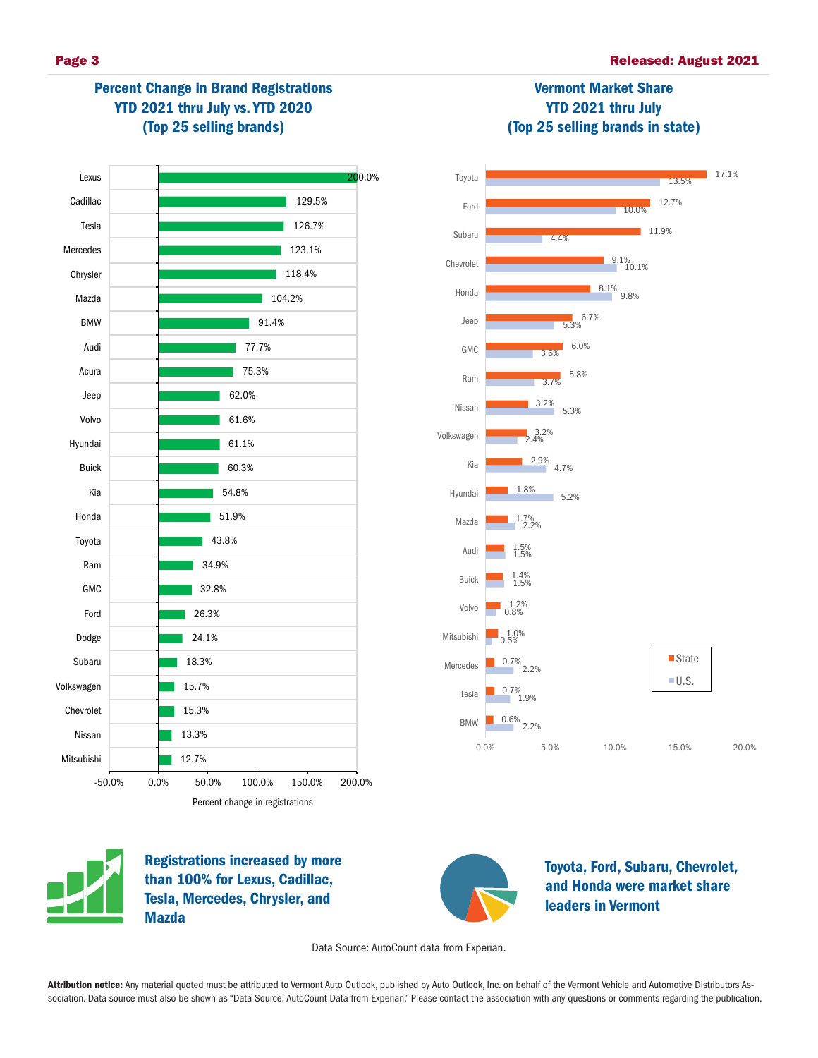## Percent Change in Brand Registrations YTD 2021 thru July vs. YTD 2020 (Top 25 selling brands)

| Brand | Percent change in registrations |
|---|---|
| Lexus | 200.0% |
| Cadillac | 129.5% |
| Tesla | 126.7% |
| Mercedes | 123.1% |
| Chrysler | 118.4% |
| Mazda | 104.2% |
| BMW | 91.4% |
| Audi | 77.7% |
| Acura | 75.3% |
| Jeep | 62.0% |
| Volvo | 61.6% |
| Hyundai | 61.1% |
| Buick | 60.3% |
| Kia | 54.8% |
| Honda | 51.9% |
| Toyota | 43.8% |
| Ram | 34.9% |
| GMC | 32.8% |
| Ford | 26.3% |
| Dodge | 24.1% |
| Subaru | 18.3% |
| Volkswagen | 15.7% |
| Chevrolet | 15.3% |
| Nissan | 13.3% |
| Mitsubishi | 12.7% |

## Vermont Market Share YTD 2021 thru July (Top 25 selling brands in state)

| Brand | State | U.S. |
|---|---|---|
| Toyota | 17.1% | 13.5% |
| Ford | 12.7% | 10.0% |
| Subaru | 11.9% | 4.4% |
| Chevrolet | 9.1% | 10.1% |
| Honda | 8.1% | 9.8% |
| Jeep | 6.7% | 5.3% |
| GMC | 6.0% | 3.6% |
| Ram | 5.8% | 3.7% |
| Nissan | 3.2% | 5.3% |
| Volkswagen | 3.2% | 2.4% |
| Kia | 2.9% | 4.7% |
| Hyundai | 1.8% | 5.2% |
| Mazda | 1.7% | 2.2% |
| Audi | 1.5% | 1.5% |
| Buick | 1.4% | 1.5% |
| Volvo | 1.2% | 0.8% |
| Mitsubishi | 1.0% | 0.5% |
| Mercedes | 0.7% | 2.2% |
| Tesla | 0.7% | 1.9% |
| BMW | 0.6% | 2.2% |

**Registrations increased by more than 100% for Lexus, Cadillac, Tesla, Mercedes, Chrysler, and Mazda**

**Toyota, Ford, Subaru, Chevrolet, and Honda were market share leaders in Vermont**

Data Source: AutoCount data from Experian.

**Attribution notice:** Any material quoted must be attributed to Vermont Auto Outlook, published by Auto Outlook, Inc. on behalf of the Vermont Vehicle and Automotive Distributors Association. Data source must also be shown as "Data Source: AutoCount Data from Experian." Please contact the association with any questions or comments regarding the publication.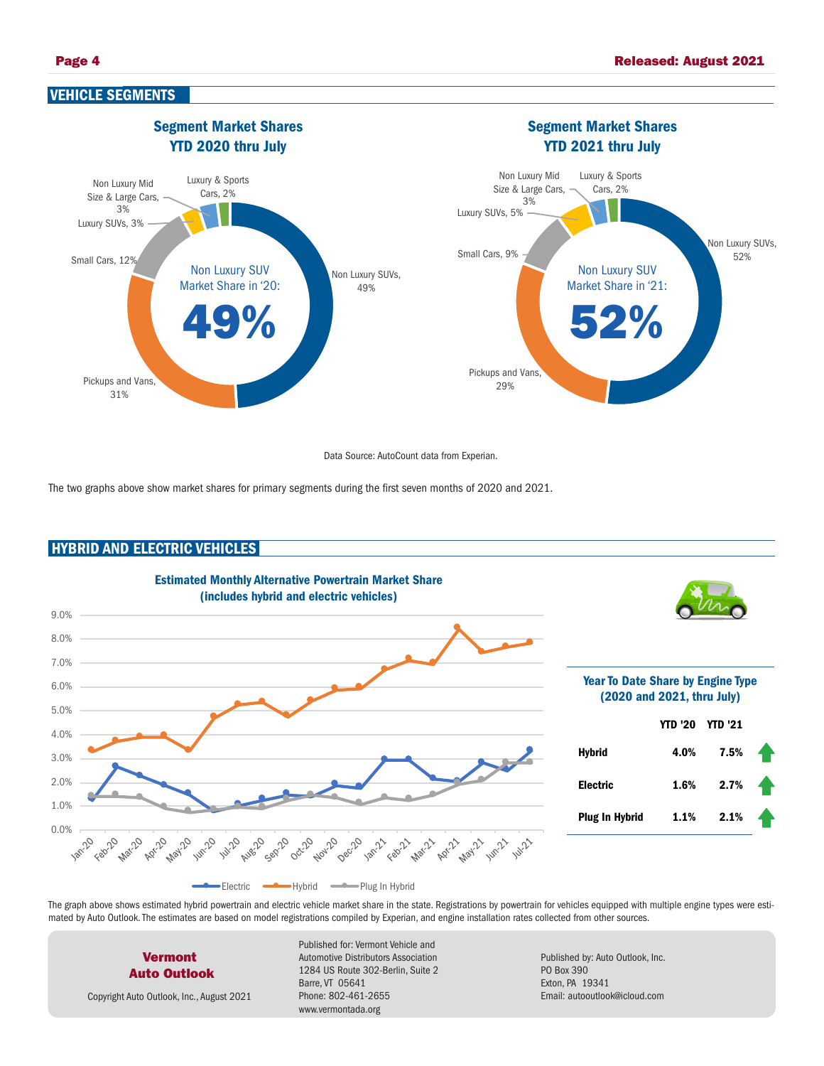## VEHICLE SEGMENTS

**Segment Market Shares YTD 2020 thru July**

Non Luxury Mid Size & Large Cars, 3%
Luxury & Sports Cars, 2%
Luxury SUVs, 3%
Small Cars, 12%
Non Luxury SUVs, 49%
Pickups and Vans, 31%

Non Luxury SUV Market Share in '20:
49%

**Segment Market Shares YTD 2021 thru July**

Non Luxury Mid Size & Large Cars, 3%
Luxury & Sports Cars, 2%
Luxury SUVs, 5%
Small Cars, 9%
Non Luxury SUVs, 52%
Pickups and Vans, 29%

Non Luxury SUV Market Share in '21:
52%

Data Source: AutoCount data from Experian.

The two graphs above show market shares for primary segments during the first seven months of 2020 and 2021.

## HYBRID AND ELECTRIC VEHICLES

**Estimated Monthly Alternative Powertrain Market Share (includes hybrid and electric vehicles)**

9.0%
8.0%
7.0%
6.0%
5.0%
4.0%
3.0%
2.0%
1.0%
0.0%

Jan-20, Feb-20, Mar-20, Apr-20, May-20, Jun-20, Jul-20, Aug-20, Sep-20, Oct-20, Nov-20, Dec-20, Jan-21, Feb-21, Mar-21, Apr-21, May-21, Jun-21, Jul-21

Electric, Hybrid, Plug In Hybrid

**Year To Date Share by Engine Type (2020 and 2021, thru July)**

| | YTD '20 | YTD '21 |
|---|---|---|
| **Hybrid** | 4.0% | 7.5% |
| **Electric** | 1.6% | 2.7% |
| **Plug In Hybrid** | 1.1% | 2.1% |

The graph above shows estimated hybrid powertrain and electric vehicle market share in the state. Registrations by powertrain for vehicles equipped with multiple engine types were estimated by Auto Outlook. The estimates are based on model registrations compiled by Experian, and engine installation rates collected from other sources.

**Vermont Auto Outlook**

Copyright Auto Outlook, Inc., August 2021

Published for: Vermont Vehicle and Automotive Distributors Association
1284 US Route 302-Berlin, Suite 2
Barre, VT 05641
Phone: 802-461-2655
www.vermontada.org

Published by: Auto Outlook, Inc.
PO Box 390
Exton, PA 19341
Email: autooutlook@icloud.com